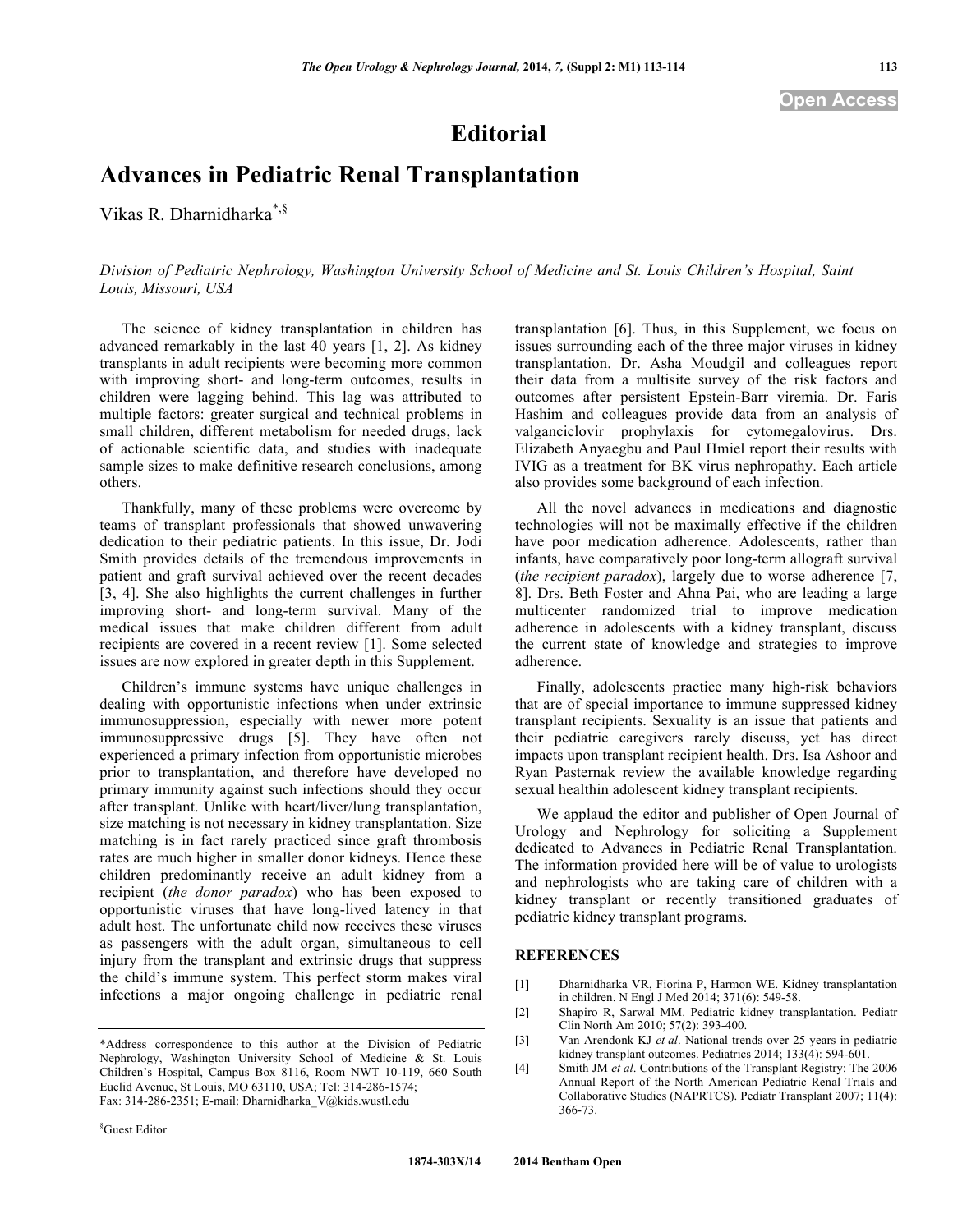Open Access

# Editorial

## Advances in Pediatric Renal Transplantation

Vikas R. Dharnidharka[*,§]

*Division of Pediatric Nephrology, Washington University School of Medicine and St. Louis Children's Hospital, Saint Louis, Missouri, USA*

The science of kidney transplantation in children has advanced remarkably in the last 40 years [1, 2]. As kidney transplants in adult recipients were becoming more common with improving short- and long-term outcomes, results in children were lagging behind. This lag was attributed to multiple factors: greater surgical and technical problems in small children, different metabolism for needed drugs, lack of actionable scientific data, and studies with inadequate sample sizes to make definitive research conclusions, among others.

Thankfully, many of these problems were overcome by teams of transplant professionals that showed unwavering dedication to their pediatric patients. In this issue, Dr. Jodi Smith provides details of the tremendous improvements in patient and graft survival achieved over the recent decades [3, 4]. She also highlights the current challenges in further improving short- and long-term survival. Many of the medical issues that make children different from adult recipients are covered in a recent review [1]. Some selected issues are now explored in greater depth in this Supplement.

Children's immune systems have unique challenges in dealing with opportunistic infections when under extrinsic immunosuppression, especially with newer more potent immunosuppressive drugs [5]. They have often not experienced a primary infection from opportunistic microbes prior to transplantation, and therefore have developed no primary immunity against such infections should they occur after transplant. Unlike with heart/liver/lung transplantation, size matching is not necessary in kidney transplantation. Size matching is in fact rarely practiced since graft thrombosis rates are much higher in smaller donor kidneys. Hence these children predominantly receive an adult kidney from a recipient (*the donor paradox*) who has been exposed to opportunistic viruses that have long-lived latency in that adult host. The unfortunate child now receives these viruses as passengers with the adult organ, simultaneous to cell injury from the transplant and extrinsic drugs that suppress the child's immune system. This perfect storm makes viral infections a major ongoing challenge in pediatric renal transplantation [6]. Thus, in this Supplement, we focus on issues surrounding each of the three major viruses in kidney transplantation. Dr. Asha Moudgil and colleagues report their data from a multisite survey of the risk factors and outcomes after persistent Epstein-Barr viremia. Dr. Faris Hashim and colleagues provide data from an analysis of valganciclovir prophylaxis for cytomegalovirus. Drs. Elizabeth Anyaegbu and Paul Hmiel report their results with IVIG as a treatment for BK virus nephropathy. Each article also provides some background of each infection.

All the novel advances in medications and diagnostic technologies will not be maximally effective if the children have poor medication adherence. Adolescents, rather than infants, have comparatively poor long-term allograft survival (*the recipient paradox*), largely due to worse adherence [7, 8]. Drs. Beth Foster and Ahna Pai, who are leading a large multicenter randomized trial to improve medication adherence in adolescents with a kidney transplant, discuss the current state of knowledge and strategies to improve adherence.

Finally, adolescents practice many high-risk behaviors that are of special importance to immune suppressed kidney transplant recipients. Sexuality is an issue that patients and their pediatric caregivers rarely discuss, yet has direct impacts upon transplant recipient health. Drs. Isa Ashoor and Ryan Pasternak review the available knowledge regarding sexual healthin adolescent kidney transplant recipients.

We applaud the editor and publisher of Open Journal of Urology and Nephrology for soliciting a Supplement dedicated to Advances in Pediatric Renal Transplantation. The information provided here will be of value to urologists and nephrologists who are taking care of children with a kidney transplant or recently transitioned graduates of pediatric kidney transplant programs.

## REFERENCES

[1] Dharnidharka VR, Fiorina P, Harmon WE. Kidney transplantation in children. N Engl J Med 2014; 371(6): 549-58.

[2] Shapiro R, Sarwal MM. Pediatric kidney transplantation. Pediatr Clin North Am 2010; 57(2): 393-400.

[3] Van Arendonk KJ *et al*. National trends over 25 years in pediatric kidney transplant outcomes. Pediatrics 2014; 133(4): 594-601.

[4] Smith JM *et al*. Contributions of the Transplant Registry: The 2006 Annual Report of the North American Pediatric Renal Trials and Collaborative Studies (NAPRTCS). Pediatr Transplant 2007; 11(4): 366-73.

---

*Address correspondence to this author at the Division of Pediatric Nephrology, Washington University School of Medicine & St. Louis Children's Hospital, Campus Box 8116, Room NWT 10-119, 660 South Euclid Avenue, St Louis, MO 63110, USA; Tel: 314-286-1574; Fax: 314-286-2351; E-mail: Dharnidharka_V@kids.wustl.edu

§Guest Editor

1874-303X/14 2014 Bentham Open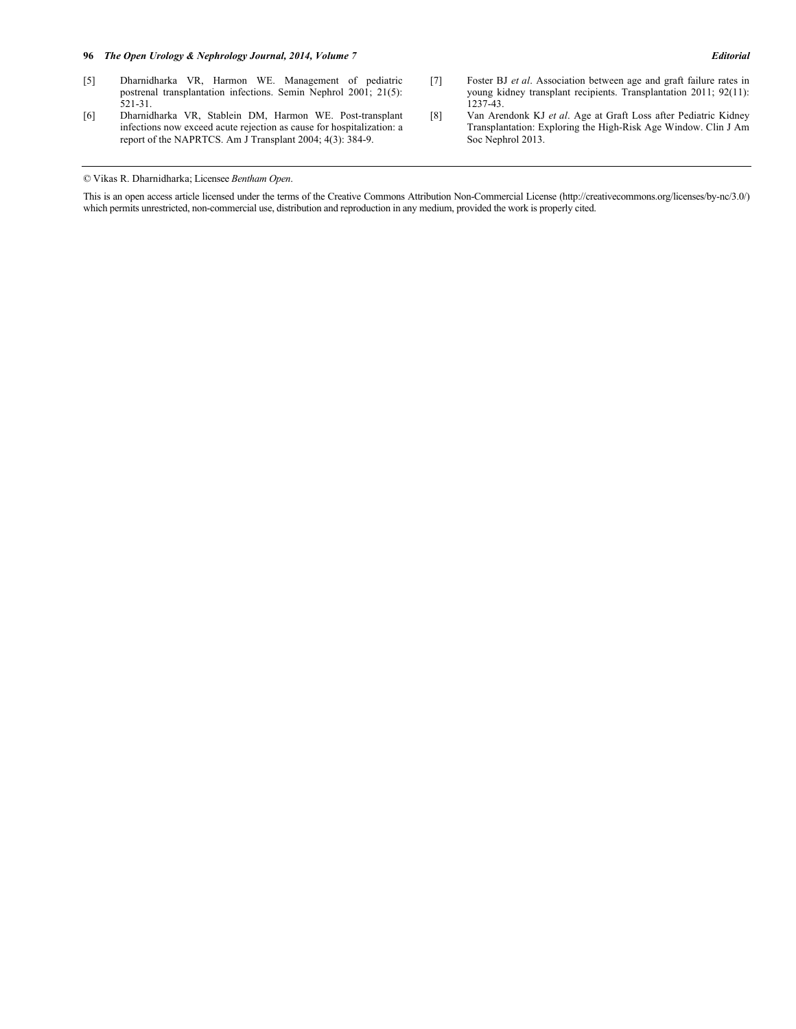[5] Dharnidharka VR, Harmon WE. Management of pediatric postrenal transplantation infections. Semin Nephrol 2001; 21(5): 521-31.

[6] Dharnidharka VR, Stablein DM, Harmon WE. Post-transplant infections now exceed acute rejection as cause for hospitalization: a report of the NAPRTCS. Am J Transplant 2004; 4(3): 384-9.

[7] Foster BJ *et al*. Association between age and graft failure rates in young kidney transplant recipients. Transplantation 2011; 92(11): 1237-43.

[8] Van Arendonk KJ *et al*. Age at Graft Loss after Pediatric Kidney Transplantation: Exploring the High-Risk Age Window. Clin J Am Soc Nephrol 2013.

---

© Vikas R. Dharnidharka; Licensee *Bentham Open*.

This is an open access article licensed under the terms of the Creative Commons Attribution Non-Commercial License (http://creativecommons.org/licenses/by-nc/3.0/) which permits unrestricted, non-commercial use, distribution and reproduction in any medium, provided the work is properly cited.